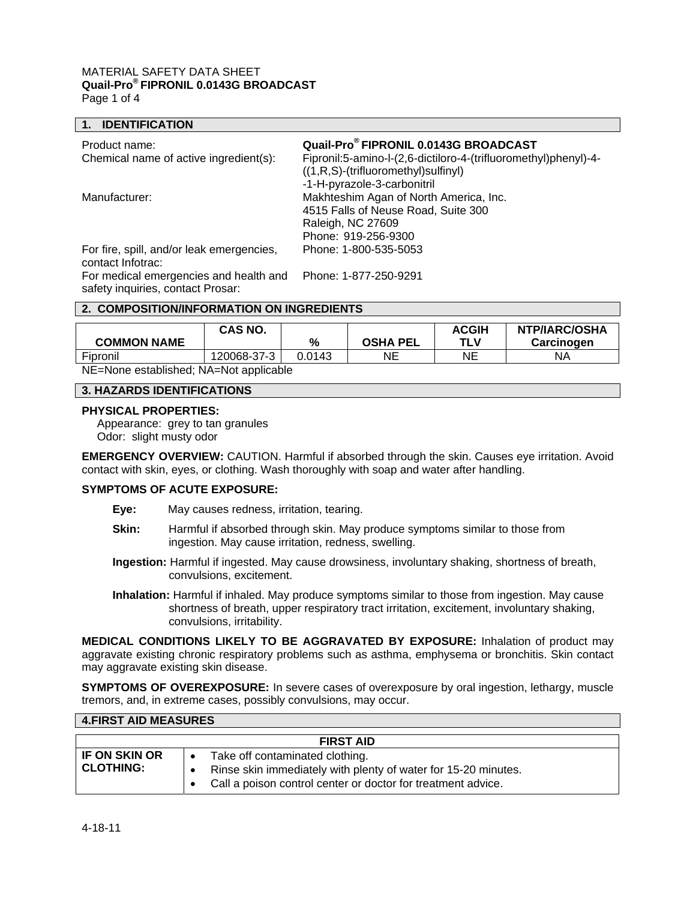MATERIAL SAFETY DATA SHEET

**Quail-Pro® FIPRONIL 0.0143G BROADCAST**

## 1. IDENTIFICATION

| | |
|---|---|
| Product name: | **Quail-Pro® FIPRONIL 0.0143G BROADCAST** |
| Chemical name of active ingredient(s): | Fipronil:5-amino-l-(2,6-dictiloro-4-(trifluoromethyl)phenyl)-4-((1,R,S)-(trifluoromethyl)sulfinyl)-1-H-pyrazole-3-carbonitril |
| Manufacturer: | Makhteshim Agan of North America, Inc.<br>4515 Falls of Neuse Road, Suite 300<br>Raleigh, NC 27609<br>Phone: 919-256-9300 |
| For fire, spill, and/or leak emergencies, contact Infotrac: | Phone: 1-800-535-5053 |
| For medical emergencies and health and safety inquiries, contact Prosar: | Phone: 1-877-250-9291 |

## 2. COMPOSITION/INFORMATION ON INGREDIENTS

| COMMON NAME | CAS NO. | % | OSHA PEL | ACGIH TLV | NTP/IARC/OSHA Carcinogen |
|---|---|---|---|---|---|
| Fipronil | 120068-37-3 | 0.0143 | NE | NE | NA |

NE=None established; NA=Not applicable

## 3. HAZARDS IDENTIFICATIONS

**PHYSICAL PROPERTIES:**

Appearance: grey to tan granules

Odor: slight musty odor

**EMERGENCY OVERVIEW:** CAUTION. Harmful if absorbed through the skin. Causes eye irritation. Avoid contact with skin, eyes, or clothing. Wash thoroughly with soap and water after handling.

**SYMPTOMS OF ACUTE EXPOSURE:**

**Eye:** May causes redness, irritation, tearing.

**Skin:** Harmful if absorbed through skin. May produce symptoms similar to those from ingestion. May cause irritation, redness, swelling.

**Ingestion:** Harmful if ingested. May cause drowsiness, involuntary shaking, shortness of breath, convulsions, excitement.

**Inhalation:** Harmful if inhaled. May produce symptoms similar to those from ingestion. May cause shortness of breath, upper respiratory tract irritation, excitement, involuntary shaking, convulsions, irritability.

**MEDICAL CONDITIONS LIKELY TO BE AGGRAVATED BY EXPOSURE:** Inhalation of product may aggravate existing chronic respiratory problems such as asthma, emphysema or bronchitis. Skin contact may aggravate existing skin disease.

**SYMPTOMS OF OVEREXPOSURE:** In severe cases of overexposure by oral ingestion, lethargy, muscle tremors, and, in extreme cases, possibly convulsions, may occur.

## 4.FIRST AID MEASURES

| FIRST AID | |
|---|---|
| **IF ON SKIN OR CLOTHING:** | • Take off contaminated clothing.<br>• Rinse skin immediately with plenty of water for 15-20 minutes.<br>• Call a poison control center or doctor for treatment advice. |

4-18-11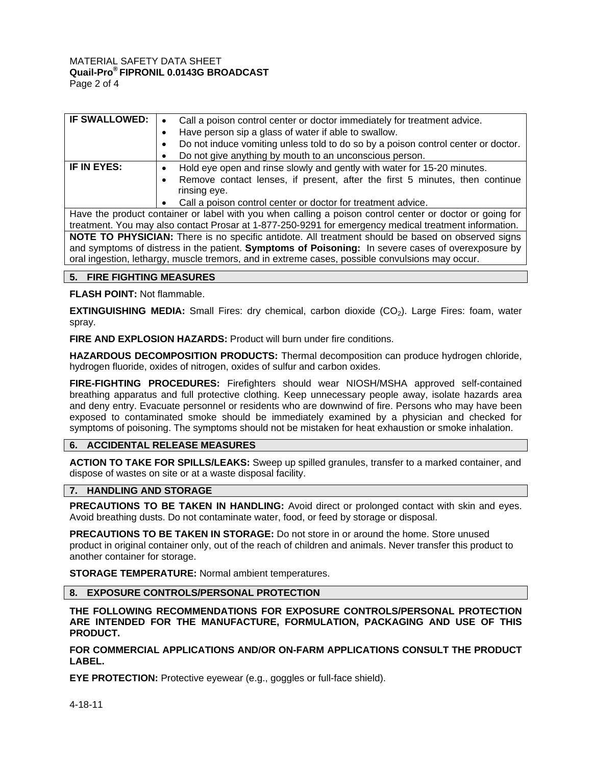| | |
|---|---|
| **IF SWALLOWED:** | • Call a poison control center or doctor immediately for treatment advice.<br>• Have person sip a glass of water if able to swallow.<br>• Do not induce vomiting unless told to do so by a poison control center or doctor.<br>• Do not give anything by mouth to an unconscious person. |
| **IF IN EYES:** | • Hold eye open and rinse slowly and gently with water for 15-20 minutes.<br>• Remove contact lenses, if present, after the first 5 minutes, then continue rinsing eye.<br>• Call a poison control center or doctor for treatment advice. |
| Have the product container or label with you when calling a poison control center or doctor or going for treatment. You may also contact Prosar at 1-877-250-9291 for emergency medical treatment information. | |
| **NOTE TO PHYSICIAN:** There is no specific antidote. All treatment should be based on observed signs and symptoms of distress in the patient. **Symptoms of Poisoning:** In severe cases of overexposure by oral ingestion, lethargy, muscle tremors, and in extreme cases, possible convulsions may occur. | |

## 5. FIRE FIGHTING MEASURES

**FLASH POINT:** Not flammable.

**EXTINGUISHING MEDIA:** Small Fires: dry chemical, carbon dioxide ($CO_2$). Large Fires: foam, water spray.

**FIRE AND EXPLOSION HAZARDS:** Product will burn under fire conditions.

**HAZARDOUS DECOMPOSITION PRODUCTS:** Thermal decomposition can produce hydrogen chloride, hydrogen fluoride, oxides of nitrogen, oxides of sulfur and carbon oxides.

**FIRE-FIGHTING PROCEDURES:** Firefighters should wear NIOSH/MSHA approved self-contained breathing apparatus and full protective clothing. Keep unnecessary people away, isolate hazards area and deny entry. Evacuate personnel or residents who are downwind of fire. Persons who may have been exposed to contaminated smoke should be immediately examined by a physician and checked for symptoms of poisoning. The symptoms should not be mistaken for heat exhaustion or smoke inhalation.

## 6. ACCIDENTAL RELEASE MEASURES

**ACTION TO TAKE FOR SPILLS/LEAKS:** Sweep up spilled granules, transfer to a marked container, and dispose of wastes on site or at a waste disposal facility.

## 7. HANDLING AND STORAGE

**PRECAUTIONS TO BE TAKEN IN HANDLING:** Avoid direct or prolonged contact with skin and eyes. Avoid breathing dusts. Do not contaminate water, food, or feed by storage or disposal.

**PRECAUTIONS TO BE TAKEN IN STORAGE:** Do not store in or around the home. Store unused product in original container only, out of the reach of children and animals. Never transfer this product to another container for storage.

**STORAGE TEMPERATURE:** Normal ambient temperatures.

## 8. EXPOSURE CONTROLS/PERSONAL PROTECTION

**THE FOLLOWING RECOMMENDATIONS FOR EXPOSURE CONTROLS/PERSONAL PROTECTION ARE INTENDED FOR THE MANUFACTURE, FORMULATION, PACKAGING AND USE OF THIS PRODUCT.**

**FOR COMMERCIAL APPLICATIONS AND/OR ON-FARM APPLICATIONS CONSULT THE PRODUCT LABEL.**

**EYE PROTECTION:** Protective eyewear (e.g., goggles or full-face shield).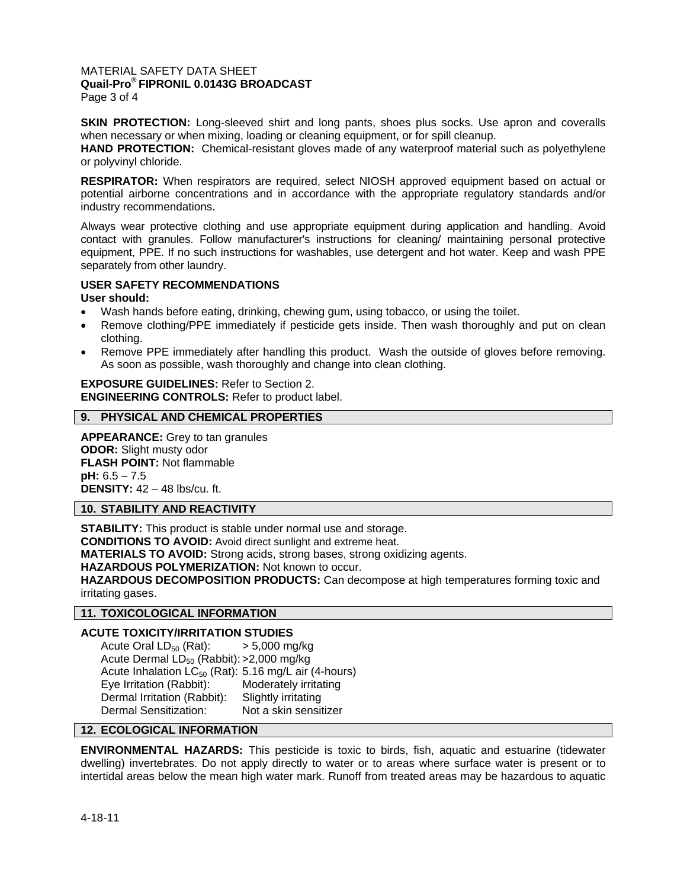**SKIN PROTECTION:** Long-sleeved shirt and long pants, shoes plus socks. Use apron and coveralls when necessary or when mixing, loading or cleaning equipment, or for spill cleanup.
**HAND PROTECTION:** Chemical-resistant gloves made of any waterproof material such as polyethylene or polyvinyl chloride.

**RESPIRATOR:** When respirators are required, select NIOSH approved equipment based on actual or potential airborne concentrations and in accordance with the appropriate regulatory standards and/or industry recommendations.

Always wear protective clothing and use appropriate equipment during application and handling. Avoid contact with granules. Follow manufacturer's instructions for cleaning/ maintaining personal protective equipment, PPE. If no such instructions for washables, use detergent and hot water. Keep and wash PPE separately from other laundry.

**USER SAFETY RECOMMENDATIONS**

**User should:**

- Wash hands before eating, drinking, chewing gum, using tobacco, or using the toilet.
- Remove clothing/PPE immediately if pesticide gets inside. Then wash thoroughly and put on clean clothing.
- Remove PPE immediately after handling this product. Wash the outside of gloves before removing. As soon as possible, wash thoroughly and change into clean clothing.

**EXPOSURE GUIDELINES:** Refer to Section 2.
**ENGINEERING CONTROLS:** Refer to product label.

## 9. PHYSICAL AND CHEMICAL PROPERTIES

**APPEARANCE:** Grey to tan granules
**ODOR:** Slight musty odor
**FLASH POINT:** Not flammable
**pH:** 6.5 – 7.5
**DENSITY:** 42 – 48 lbs/cu. ft.

## 10. STABILITY AND REACTIVITY

**STABILITY:** This product is stable under normal use and storage.
**CONDITIONS TO AVOID:** Avoid direct sunlight and extreme heat.
**MATERIALS TO AVOID:** Strong acids, strong bases, strong oxidizing agents.
**HAZARDOUS POLYMERIZATION:** Not known to occur.
**HAZARDOUS DECOMPOSITION PRODUCTS:** Can decompose at high temperatures forming toxic and irritating gases.

## 11. TOXICOLOGICAL INFORMATION

**ACUTE TOXICITY/IRRITATION STUDIES**

| | |
|---|---|
| Acute Oral $LD_{50}$ (Rat): | > 5,000 mg/kg |
| Acute Dermal $LD_{50}$ (Rabbit): | >2,000 mg/kg |
| Acute Inhalation $LC_{50}$ (Rat): | 5.16 mg/L air (4-hours) |
| Eye Irritation (Rabbit): | Moderately irritating |
| Dermal Irritation (Rabbit): | Slightly irritating |
| Dermal Sensitization: | Not a skin sensitizer |

## 12. ECOLOGICAL INFORMATION

**ENVIRONMENTAL HAZARDS:** This pesticide is toxic to birds, fish, aquatic and estuarine (tidewater dwelling) invertebrates. Do not apply directly to water or to areas where surface water is present or to intertidal areas below the mean high water mark. Runoff from treated areas may be hazardous to aquatic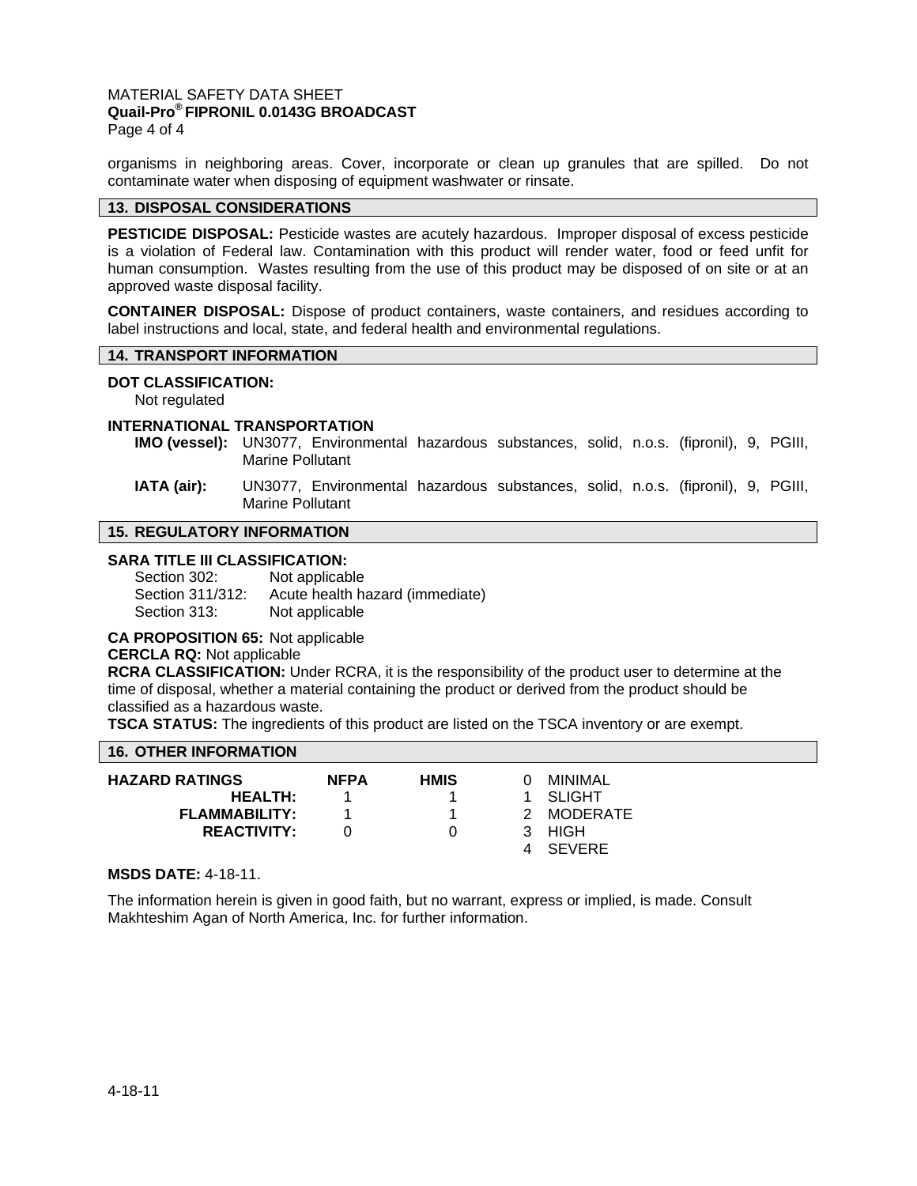organisms in neighboring areas. Cover, incorporate or clean up granules that are spilled. Do not contaminate water when disposing of equipment washwater or rinsate.

## 13. DISPOSAL CONSIDERATIONS

**PESTICIDE DISPOSAL:** Pesticide wastes are acutely hazardous. Improper disposal of excess pesticide is a violation of Federal law. Contamination with this product will render water, food or feed unfit for human consumption. Wastes resulting from the use of this product may be disposed of on site or at an approved waste disposal facility.

**CONTAINER DISPOSAL:** Dispose of product containers, waste containers, and residues according to label instructions and local, state, and federal health and environmental regulations.

## 14. TRANSPORT INFORMATION

**DOT CLASSIFICATION:**
Not regulated

**INTERNATIONAL TRANSPORTATION**

**IMO (vessel):** UN3077, Environmental hazardous substances, solid, n.o.s. (fipronil), 9, PGIII, Marine Pollutant

**IATA (air):** UN3077, Environmental hazardous substances, solid, n.o.s. (fipronil), 9, PGIII, Marine Pollutant

## 15. REGULATORY INFORMATION

**SARA TITLE III CLASSIFICATION:**

| | |
|---|---|
| Section 302: | Not applicable |
| Section 311/312: | Acute health hazard (immediate) |
| Section 313: | Not applicable |

**CA PROPOSITION 65:** Not applicable
**CERCLA RQ:** Not applicable
**RCRA CLASSIFICATION:** Under RCRA, it is the responsibility of the product user to determine at the time of disposal, whether a material containing the product or derived from the product should be classified as a hazardous waste.
**TSCA STATUS:** The ingredients of this product are listed on the TSCA inventory or are exempt.

## 16. OTHER INFORMATION

| HAZARD RATINGS | NFPA | HMIS | | |
|---|---|---|---|---|
| | | | 0 | MINIMAL |
| HEALTH: | 1 | 1 | 1 | SLIGHT |
| FLAMMABILITY: | 1 | 1 | 2 | MODERATE |
| REACTIVITY: | 0 | 0 | 3 | HIGH |
| | | | 4 | SEVERE |

**MSDS DATE:** 4-18-11.

The information herein is given in good faith, but no warrant, express or implied, is made. Consult Makhteshim Agan of North America, Inc. for further information.